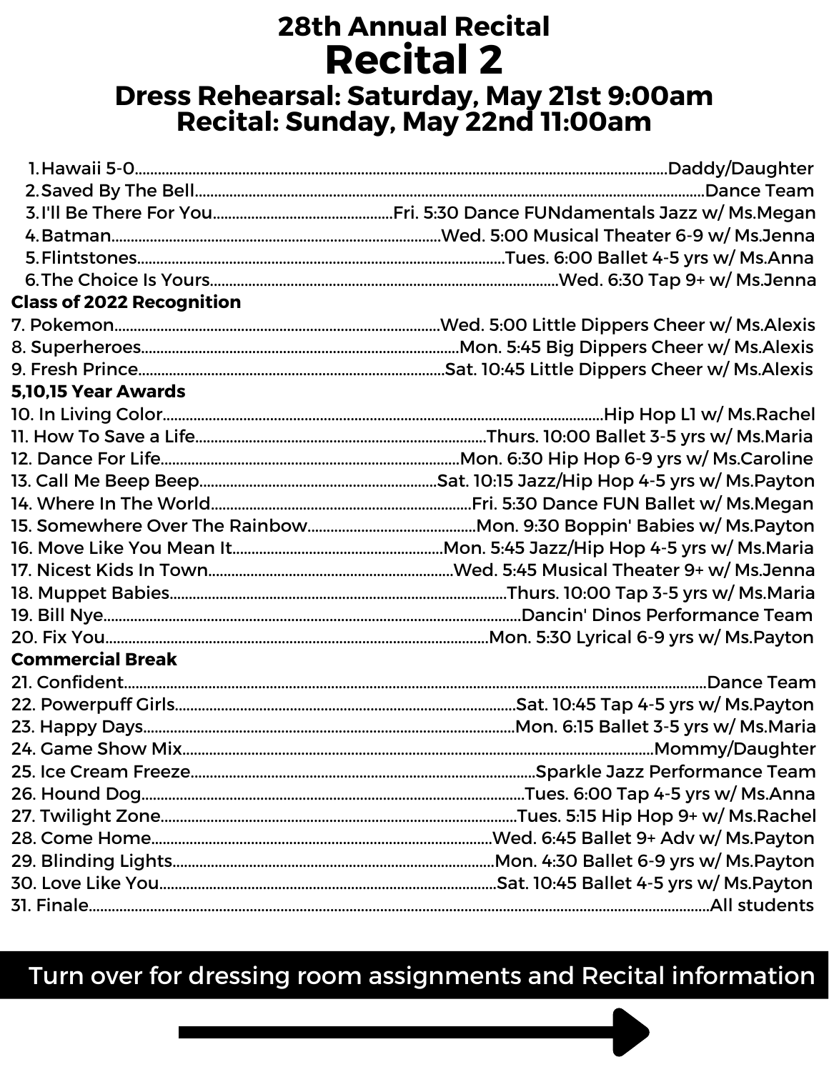# 28th Annual Recital

# Recital 2

## Dress Rehearsal: Saturday, May 21st 9:00am
## Recital: Sunday, May 22nd 11:00am

1. Hawaii 5-0 .......... Daddy/Daughter
2. Saved By The Bell .......... Dance Team
3. I'll Be There For You .......... Fri. 5:30 Dance FUNdamentals Jazz w/ Ms.Megan
4. Batman .......... Wed. 5:00 Musical Theater 6-9 w/ Ms.Jenna
5. Flintstones .......... Tues. 6:00 Ballet 4-5 yrs w/ Ms.Anna
6. The Choice Is Yours .......... Wed. 6:30 Tap 9+ w/ Ms.Jenna

**Class of 2022 Recognition**

7. Pokemon .......... Wed. 5:00 Little Dippers Cheer w/ Ms.Alexis
8. Superheroes .......... Mon. 5:45 Big Dippers Cheer w/ Ms.Alexis
9. Fresh Prince .......... Sat. 10:45 Little Dippers Cheer w/ Ms.Alexis

**5,10,15 Year Awards**

10. In Living Color .......... Hip Hop L1 w/ Ms.Rachel
11. How To Save a Life .......... Thurs. 10:00 Ballet 3-5 yrs w/ Ms.Maria
12. Dance For Life .......... Mon. 6:30 Hip Hop 6-9 yrs w/ Ms.Caroline
13. Call Me Beep Beep .......... Sat. 10:15 Jazz/Hip Hop 4-5 yrs w/ Ms.Payton
14. Where In The World .......... Fri. 5:30 Dance FUN Ballet w/ Ms.Megan
15. Somewhere Over The Rainbow .......... Mon. 9:30 Boppin' Babies w/ Ms.Payton
16. Move Like You Mean It .......... Mon. 5:45 Jazz/Hip Hop 4-5 yrs w/ Ms.Maria
17. Nicest Kids In Town .......... Wed. 5:45 Musical Theater 9+ w/ Ms.Jenna
18. Muppet Babies .......... Thurs. 10:00 Tap 3-5 yrs w/ Ms.Maria
19. Bill Nye .......... Dancin' Dinos Performance Team
20. Fix You .......... Mon. 5:30 Lyrical 6-9 yrs w/ Ms.Payton

**Commercial Break**

21. Confident .......... Dance Team
22. Powerpuff Girls .......... Sat. 10:45 Tap 4-5 yrs w/ Ms.Payton
23. Happy Days .......... Mon. 6:15 Ballet 3-5 yrs w/ Ms.Maria
24. Game Show Mix .......... Mommy/Daughter
25. Ice Cream Freeze .......... Sparkle Jazz Performance Team
26. Hound Dog .......... Tues. 6:00 Tap 4-5 yrs w/ Ms.Anna
27. Twilight Zone .......... Tues. 5:15 Hip Hop 9+ w/ Ms.Rachel
28. Come Home .......... Wed. 6:45 Ballet 9+ Adv w/ Ms.Payton
29. Blinding Lights .......... Mon. 4:30 Ballet 6-9 yrs w/ Ms.Payton
30. Love Like You .......... Sat. 10:45 Ballet 4-5 yrs w/ Ms.Payton
31. Finale .......... All students

**Turn over for dressing room assignments and Recital information**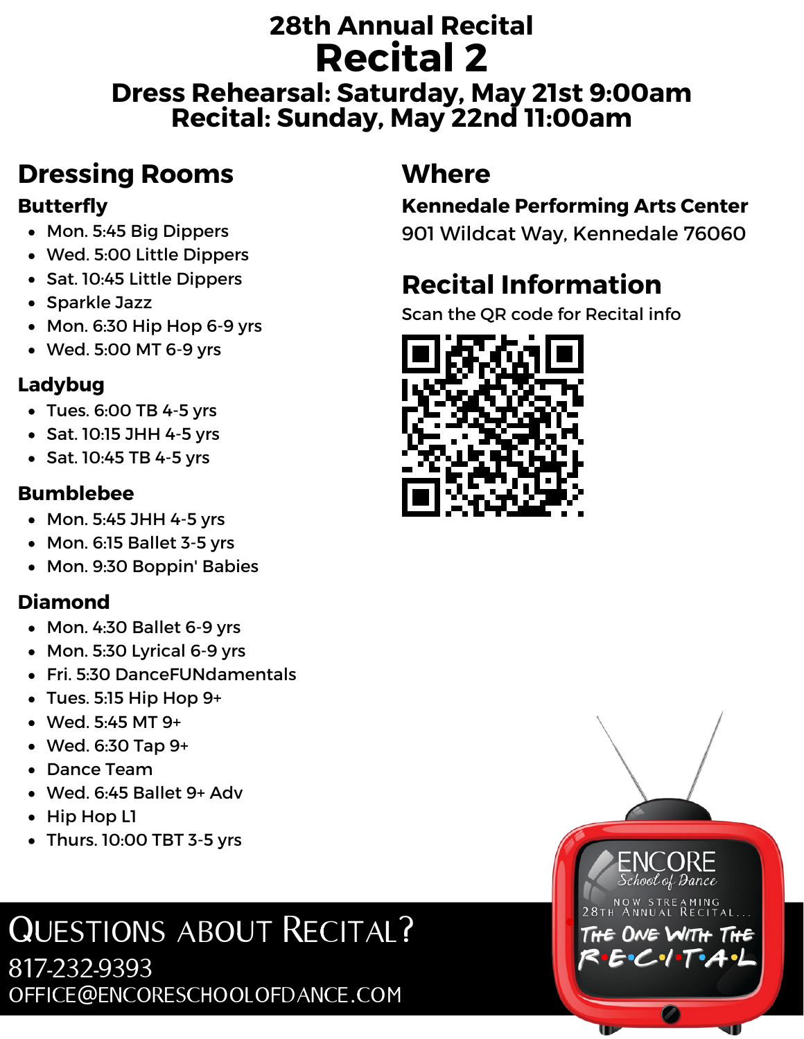# 28th Annual Recital
# Recital 2
## Dress Rehearsal: Saturday, May 21st 9:00am
## Recital: Sunday, May 22nd 11:00am

## Dressing Rooms

### Butterfly
- Mon. 5:45 Big Dippers
- Wed. 5:00 Little Dippers
- Sat. 10:45 Little Dippers
- Sparkle Jazz
- Mon. 6:30 Hip Hop 6-9 yrs
- Wed. 5:00 MT 6-9 yrs

### Ladybug
- Tues. 6:00 TB 4-5 yrs
- Sat. 10:15 JHH 4-5 yrs
- Sat. 10:45 TB 4-5 yrs

### Bumblebee
- Mon. 5:45 JHH 4-5 yrs
- Mon. 6:15 Ballet 3-5 yrs
- Mon. 9:30 Boppin' Babies

### Diamond
- Mon. 4:30 Ballet 6-9 yrs
- Mon. 5:30 Lyrical 6-9 yrs
- Fri. 5:30 DanceFUNdamentals
- Tues. 5:15 Hip Hop 9+
- Wed. 5:45 MT 9+
- Wed. 6:30 Tap 9+
- Dance Team
- Wed. 6:45 Ballet 9+ Adv
- Hip Hop L1
- Thurs. 10:00 TBT 3-5 yrs

## Where
**Kennedale Performing Arts Center**
901 Wildcat Way, Kennedale 76060

## Recital Information
Scan the QR code for Recital info

ENCORE School of Dance
NOW STREAMING 28TH ANNUAL RECITAL...
THE ONE WITH THE R·E·C·I·T·A·L

QUESTIONS ABOUT RECITAL?
817-232-9393
OFFICE@ENCORESCHOOLOFDANCE.COM